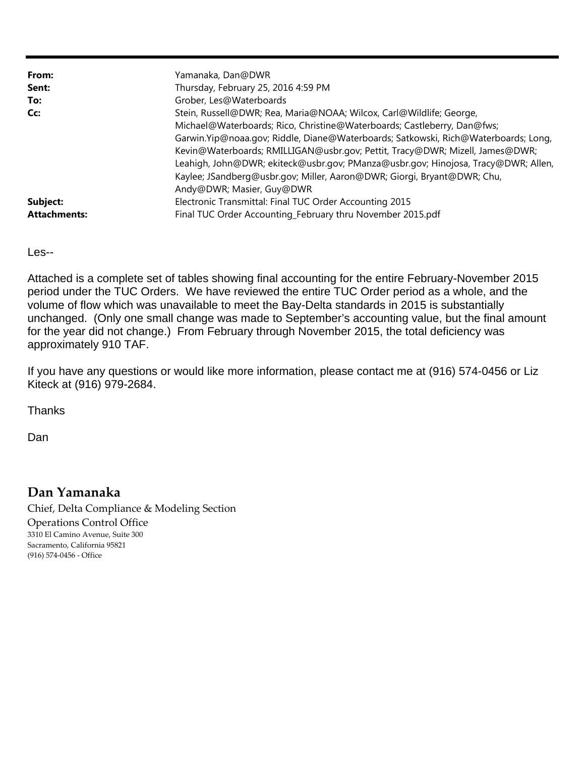| | |
|---|---|
| **From:** | Yamanaka, Dan@DWR |
| **Sent:** | Thursday, February 25, 2016 4:59 PM |
| **To:** | Grober, Les@Waterboards |
| **Cc:** | Stein, Russell@DWR; Rea, Maria@NOAA; Wilcox, Carl@Wildlife; George, Michael@Waterboards; Rico, Christine@Waterboards; Castleberry, Dan@fws; Garwin.Yip@noaa.gov; Riddle, Diane@Waterboards; Satkowski, Rich@Waterboards; Long, Kevin@Waterboards; RMILLIGAN@usbr.gov; Pettit, Tracy@DWR; Mizell, James@DWR; Leahigh, John@DWR; ekiteck@usbr.gov; PManza@usbr.gov; Hinojosa, Tracy@DWR; Allen, Kaylee; JSandberg@usbr.gov; Miller, Aaron@DWR; Giorgi, Bryant@DWR; Chu, Andy@DWR; Masier, Guy@DWR |
| **Subject:** | Electronic Transmittal: Final TUC Order Accounting 2015 |
| **Attachments:** | Final TUC Order Accounting_February thru November 2015.pdf |

Les--

Attached is a complete set of tables showing final accounting for the entire February-November 2015 period under the TUC Orders. We have reviewed the entire TUC Order period as a whole, and the volume of flow which was unavailable to meet the Bay-Delta standards in 2015 is substantially unchanged. (Only one small change was made to September's accounting value, but the final amount for the year did not change.) From February through November 2015, the total deficiency was approximately 910 TAF.

If you have any questions or would like more information, please contact me at (916) 574-0456 or Liz Kiteck at (916) 979-2684.

Thanks

Dan

**Dan Yamanaka**
Chief, Delta Compliance & Modeling Section
Operations Control Office
3310 El Camino Avenue, Suite 300
Sacramento, California 95821
(916) 574-0456 - Office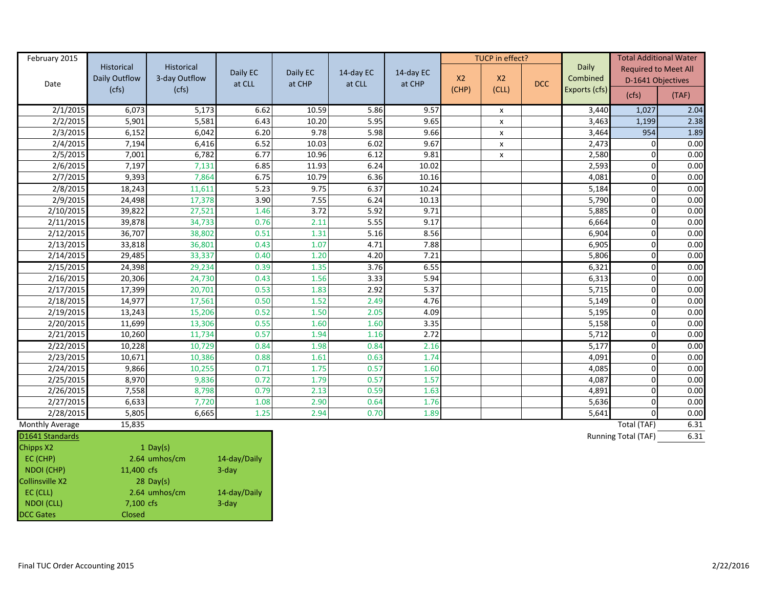| February 2015 Date | Historical Daily Outflow (cfs) | Historical 3-day Outflow (cfs) | Daily EC at CLL | Daily EC at CHP | 14-day EC at CLL | 14-day EC at CHP | TUCP in effect? X2 (CHP) | X2 (CLL) | DCC | Daily Combined Exports (cfs) | Total Additional Water Required to Meet All D-1641 Objectives (cfs) | (TAF) |
|---|---|---|---|---|---|---|---|---|---|---|---|---|
| 2/1/2015 | 6,073 | 5,173 | 6.62 | 10.59 | 5.86 | 9.57 | | x | | 3,440 | 1,027 | 2.04 |
| 2/2/2015 | 5,901 | 5,581 | 6.43 | 10.20 | 5.95 | 9.65 | | x | | 3,463 | 1,199 | 2.38 |
| 2/3/2015 | 6,152 | 6,042 | 6.20 | 9.78 | 5.98 | 9.66 | | x | | 3,464 | 954 | 1.89 |
| 2/4/2015 | 7,194 | 6,416 | 6.52 | 10.03 | 6.02 | 9.67 | | x | | 2,473 | 0 | 0.00 |
| 2/5/2015 | 7,001 | 6,782 | 6.77 | 10.96 | 6.12 | 9.81 | | x | | 2,580 | 0 | 0.00 |
| 2/6/2015 | 7,197 | 7,131 | 6.85 | 11.93 | 6.24 | 10.02 | | | | 2,593 | 0 | 0.00 |
| 2/7/2015 | 9,393 | 7,864 | 6.75 | 10.79 | 6.36 | 10.16 | | | | 4,081 | 0 | 0.00 |
| 2/8/2015 | 18,243 | 11,611 | 5.23 | 9.75 | 6.37 | 10.24 | | | | 5,184 | 0 | 0.00 |
| 2/9/2015 | 24,498 | 17,378 | 3.90 | 7.55 | 6.24 | 10.13 | | | | 5,790 | 0 | 0.00 |
| 2/10/2015 | 39,822 | 27,521 | 1.46 | 3.72 | 5.92 | 9.71 | | | | 5,885 | 0 | 0.00 |
| 2/11/2015 | 39,878 | 34,733 | 0.76 | 2.11 | 5.55 | 9.17 | | | | 6,664 | 0 | 0.00 |
| 2/12/2015 | 36,707 | 38,802 | 0.51 | 1.31 | 5.16 | 8.56 | | | | 6,904 | 0 | 0.00 |
| 2/13/2015 | 33,818 | 36,801 | 0.43 | 1.07 | 4.71 | 7.88 | | | | 6,905 | 0 | 0.00 |
| 2/14/2015 | 29,485 | 33,337 | 0.40 | 1.20 | 4.20 | 7.21 | | | | 5,806 | 0 | 0.00 |
| 2/15/2015 | 24,398 | 29,234 | 0.39 | 1.35 | 3.76 | 6.55 | | | | 6,321 | 0 | 0.00 |
| 2/16/2015 | 20,306 | 24,730 | 0.43 | 1.56 | 3.33 | 5.94 | | | | 6,313 | 0 | 0.00 |
| 2/17/2015 | 17,399 | 20,701 | 0.53 | 1.83 | 2.92 | 5.37 | | | | 5,715 | 0 | 0.00 |
| 2/18/2015 | 14,977 | 17,561 | 0.50 | 1.52 | 2.49 | 4.76 | | | | 5,149 | 0 | 0.00 |
| 2/19/2015 | 13,243 | 15,206 | 0.52 | 1.50 | 2.05 | 4.09 | | | | 5,195 | 0 | 0.00 |
| 2/20/2015 | 11,699 | 13,306 | 0.55 | 1.60 | 1.60 | 3.35 | | | | 5,158 | 0 | 0.00 |
| 2/21/2015 | 10,260 | 11,734 | 0.57 | 1.94 | 1.16 | 2.72 | | | | 5,712 | 0 | 0.00 |
| 2/22/2015 | 10,228 | 10,729 | 0.84 | 1.98 | 0.84 | 2.16 | | | | 5,177 | 0 | 0.00 |
| 2/23/2015 | 10,671 | 10,386 | 0.88 | 1.61 | 0.63 | 1.74 | | | | 4,091 | 0 | 0.00 |
| 2/24/2015 | 9,866 | 10,255 | 0.71 | 1.75 | 0.57 | 1.60 | | | | 4,085 | 0 | 0.00 |
| 2/25/2015 | 8,970 | 9,836 | 0.72 | 1.79 | 0.57 | 1.57 | | | | 4,087 | 0 | 0.00 |
| 2/26/2015 | 7,558 | 8,798 | 0.79 | 2.13 | 0.59 | 1.63 | | | | 4,891 | 0 | 0.00 |
| 2/27/2015 | 6,633 | 7,720 | 1.08 | 2.90 | 0.64 | 1.76 | | | | 5,636 | 0 | 0.00 |
| 2/28/2015 | 5,805 | 6,665 | 1.25 | 2.94 | 0.70 | 1.89 | | | | 5,641 | 0 | 0.00 |
| Monthly Average | 15,835 | | | | | | | | | | Total (TAF) | 6.31 |
| | | | | | | | | | | | Running Total (TAF) | 6.31 |

| D1641 Standards | | |
|---|---|---|
| Chipps X2 | 1 Day(s) | |
| EC (CHP) | 2.64 umhos/cm | 14-day/Daily |
| NDOI (CHP) | 11,400 cfs | 3-day |
| Collinsville X2 | 28 Day(s) | |
| EC (CLL) | 2.64 umhos/cm | 14-day/Daily |
| NDOI (CLL) | 7,100 cfs | 3-day |
| DCC Gates | Closed | |

Final TUC Order Accounting 2015

2/22/2016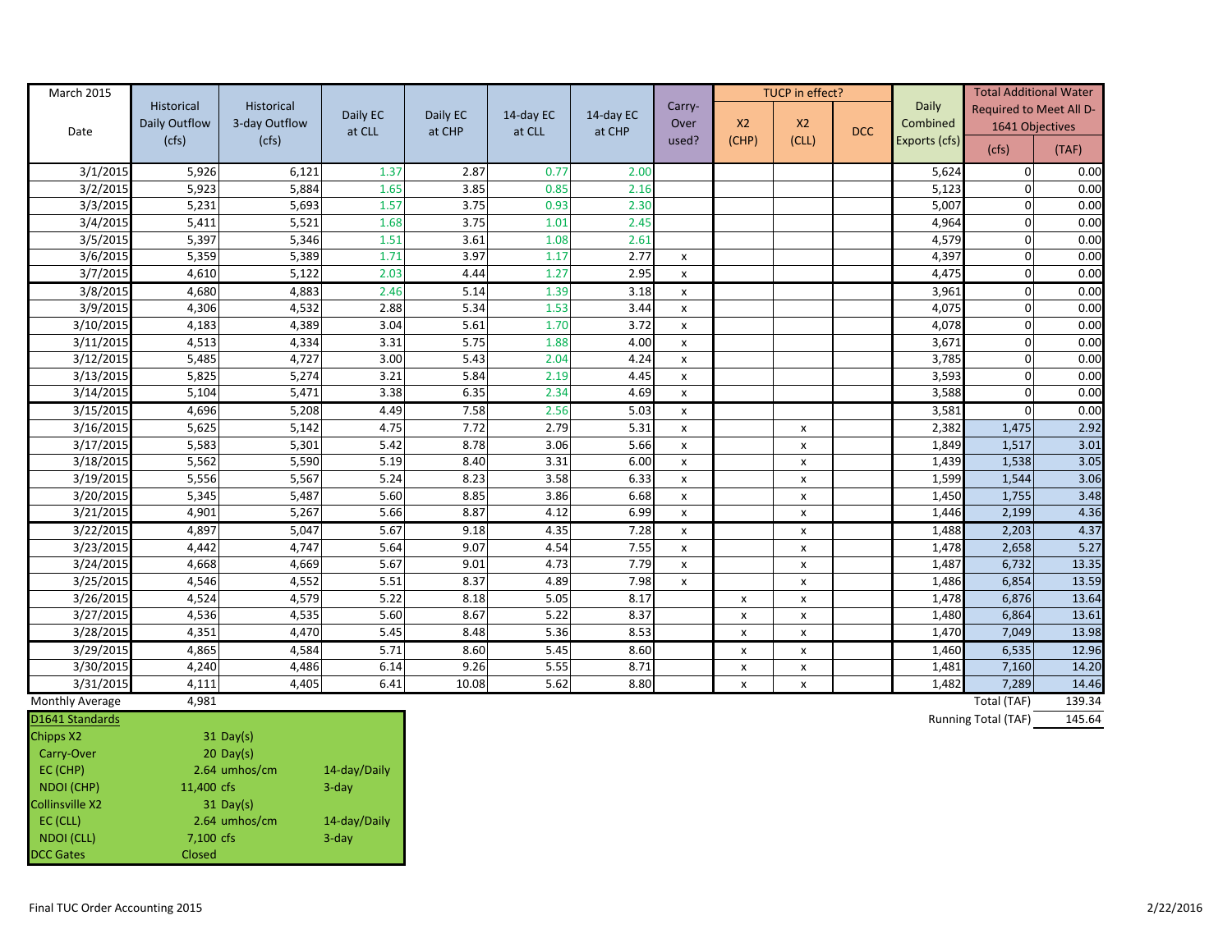| March 2015 Date | Historical Daily Outflow (cfs) | Historical 3-day Outflow (cfs) | Daily EC at CLL | Daily EC at CHP | 14-day EC at CLL | 14-day EC at CHP | Carry-Over used? | TUCP in effect? X2 (CHP) | X2 (CLL) | DCC | Daily Combined Exports (cfs) | Total Additional Water Required to Meet All D-1641 Objectives (cfs) | (TAF) |
|---|---|---|---|---|---|---|---|---|---|---|---|---|---|
| 3/1/2015 | 5,926 | 6,121 | 1.37 | 2.87 | 0.77 | 2.00 | | | | | 5,624 | 0 | 0.00 |
| 3/2/2015 | 5,923 | 5,884 | 1.65 | 3.85 | 0.85 | 2.16 | | | | | 5,123 | 0 | 0.00 |
| 3/3/2015 | 5,231 | 5,693 | 1.57 | 3.75 | 0.93 | 2.30 | | | | | 5,007 | 0 | 0.00 |
| 3/4/2015 | 5,411 | 5,521 | 1.68 | 3.75 | 1.01 | 2.45 | | | | | 4,964 | 0 | 0.00 |
| 3/5/2015 | 5,397 | 5,346 | 1.51 | 3.61 | 1.08 | 2.61 | | | | | 4,579 | 0 | 0.00 |
| 3/6/2015 | 5,359 | 5,389 | 1.71 | 3.97 | 1.17 | 2.77 | x | | | | 4,397 | 0 | 0.00 |
| 3/7/2015 | 4,610 | 5,122 | 2.03 | 4.44 | 1.27 | 2.95 | x | | | | 4,475 | 0 | 0.00 |
| 3/8/2015 | 4,680 | 4,883 | 2.46 | 5.14 | 1.39 | 3.18 | x | | | | 3,961 | 0 | 0.00 |
| 3/9/2015 | 4,306 | 4,532 | 2.88 | 5.34 | 1.53 | 3.44 | x | | | | 4,075 | 0 | 0.00 |
| 3/10/2015 | 4,183 | 4,389 | 3.04 | 5.61 | 1.70 | 3.72 | x | | | | 4,078 | 0 | 0.00 |
| 3/11/2015 | 4,513 | 4,334 | 3.31 | 5.75 | 1.88 | 4.00 | x | | | | 3,671 | 0 | 0.00 |
| 3/12/2015 | 5,485 | 4,727 | 3.00 | 5.43 | 2.04 | 4.24 | x | | | | 3,785 | 0 | 0.00 |
| 3/13/2015 | 5,825 | 5,274 | 3.21 | 5.84 | 2.19 | 4.45 | x | | | | 3,593 | 0 | 0.00 |
| 3/14/2015 | 5,104 | 5,471 | 3.38 | 6.35 | 2.34 | 4.69 | x | | | | 3,588 | 0 | 0.00 |
| 3/15/2015 | 4,696 | 5,208 | 4.49 | 7.58 | 2.56 | 5.03 | x | | | | 3,581 | 0 | 0.00 |
| 3/16/2015 | 5,625 | 5,142 | 4.75 | 7.72 | 2.79 | 5.31 | x | | x | | 2,382 | 1,475 | 2.92 |
| 3/17/2015 | 5,583 | 5,301 | 5.42 | 8.78 | 3.06 | 5.66 | x | | x | | 1,849 | 1,517 | 3.01 |
| 3/18/2015 | 5,562 | 5,590 | 5.19 | 8.40 | 3.31 | 6.00 | x | | x | | 1,439 | 1,538 | 3.05 |
| 3/19/2015 | 5,556 | 5,567 | 5.24 | 8.23 | 3.58 | 6.33 | x | | x | | 1,599 | 1,544 | 3.06 |
| 3/20/2015 | 5,345 | 5,487 | 5.60 | 8.85 | 3.86 | 6.68 | x | | x | | 1,450 | 1,755 | 3.48 |
| 3/21/2015 | 4,901 | 5,267 | 5.66 | 8.87 | 4.12 | 6.99 | x | | x | | 1,446 | 2,199 | 4.36 |
| 3/22/2015 | 4,897 | 5,047 | 5.67 | 9.18 | 4.35 | 7.28 | x | | x | | 1,488 | 2,203 | 4.37 |
| 3/23/2015 | 4,442 | 4,747 | 5.64 | 9.07 | 4.54 | 7.55 | x | | x | | 1,478 | 2,658 | 5.27 |
| 3/24/2015 | 4,668 | 4,669 | 5.67 | 9.01 | 4.73 | 7.79 | x | | x | | 1,487 | 6,732 | 13.35 |
| 3/25/2015 | 4,546 | 4,552 | 5.51 | 8.37 | 4.89 | 7.98 | x | | x | | 1,486 | 6,854 | 13.59 |
| 3/26/2015 | 4,524 | 4,579 | 5.22 | 8.18 | 5.05 | 8.17 | | x | x | | 1,478 | 6,876 | 13.64 |
| 3/27/2015 | 4,536 | 4,535 | 5.60 | 8.67 | 5.22 | 8.37 | | x | x | | 1,480 | 6,864 | 13.61 |
| 3/28/2015 | 4,351 | 4,470 | 5.45 | 8.48 | 5.36 | 8.53 | | x | x | | 1,470 | 7,049 | 13.98 |
| 3/29/2015 | 4,865 | 4,584 | 5.71 | 8.60 | 5.45 | 8.60 | | x | x | | 1,460 | 6,535 | 12.96 |
| 3/30/2015 | 4,240 | 4,486 | 6.14 | 9.26 | 5.55 | 8.71 | | x | x | | 1,481 | 7,160 | 14.20 |
| 3/31/2015 | 4,111 | 4,405 | 6.41 | 10.08 | 5.62 | 8.80 | | x | x | | 1,482 | 7,289 | 14.46 |
| Monthly Average | 4,981 | | | | | | | | | | | Total (TAF) | 139.34 |
| | | | | | | | | | | | | Running Total (TAF) | 145.64 |

| D1641 Standards | | |
|---|---|---|
| Chipps X2 | 31 Day(s) | |
| Carry-Over | 20 Day(s) | |
| EC (CHP) | 2.64 umhos/cm | 14-day/Daily |
| NDOI (CHP) | 11,400 cfs | 3-day |
| Collinsville X2 | 31 Day(s) | |
| EC (CLL) | 2.64 umhos/cm | 14-day/Daily |
| NDOI (CLL) | 7,100 cfs | 3-day |
| DCC Gates | Closed | |

Final TUC Order Accounting 2015

2/22/2016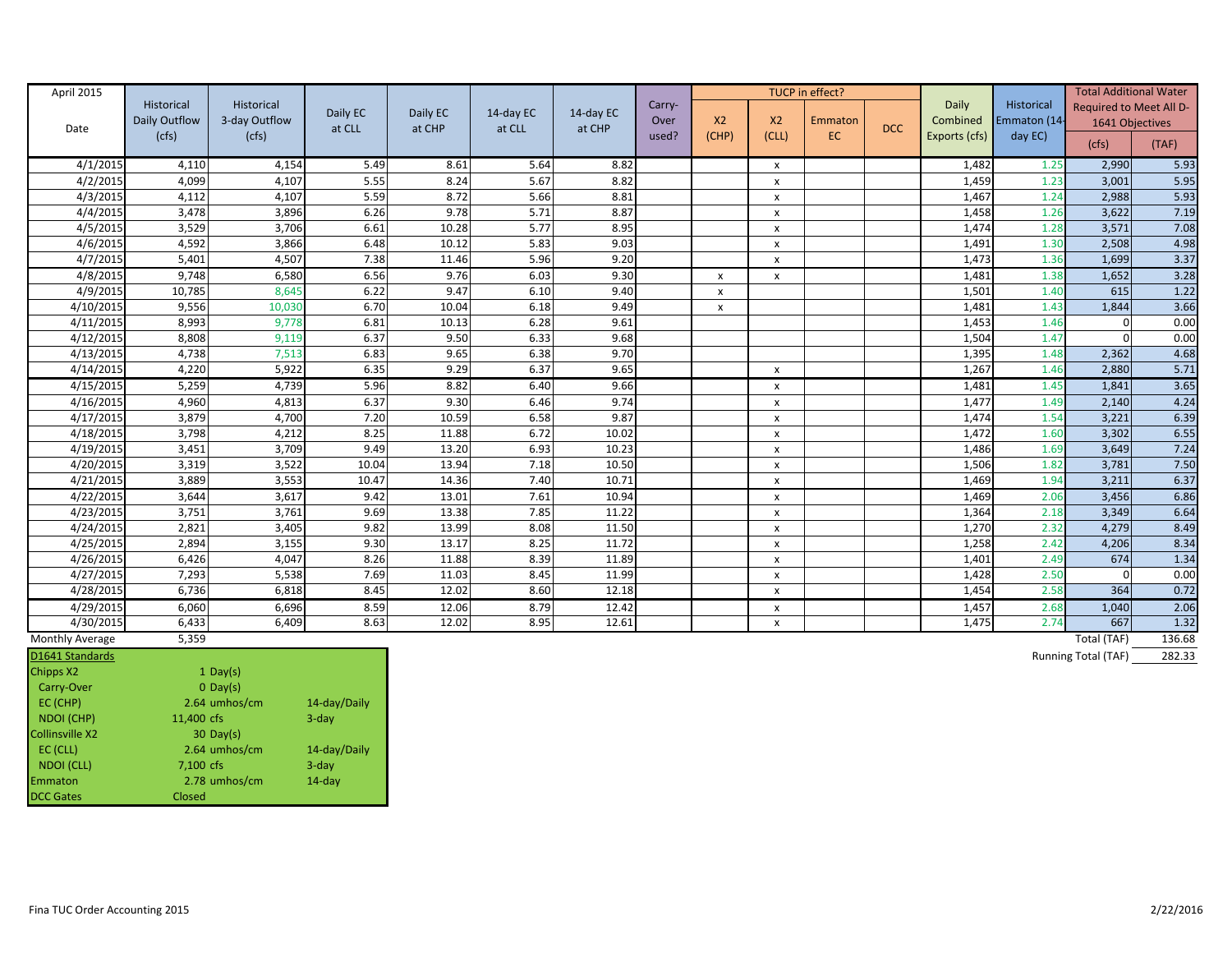| April 2015 Date | Historical Daily Outflow (cfs) | Historical 3-day Outflow (cfs) | Daily EC at CLL | Daily EC at CHP | 14-day EC at CLL | 14-day EC at CHP | Carry-Over used? | TUCP in effect? X2 (CHP) | X2 (CLL) | Emmaton EC | DCC | Daily Combined Exports (cfs) | Historical Emmaton (14-day EC) | Total Additional Water Required to Meet All D-1641 Objectives (cfs) | (TAF) |
|---|---|---|---|---|---|---|---|---|---|---|---|---|---|---|---|
| 4/1/2015 | 4,110 | 4,154 | 5.49 | 8.61 | 5.64 | 8.82 | | | x | | | 1,482 | 1.25 | 2,990 | 5.93 |
| 4/2/2015 | 4,099 | 4,107 | 5.55 | 8.24 | 5.67 | 8.82 | | | x | | | 1,459 | 1.23 | 3,001 | 5.95 |
| 4/3/2015 | 4,112 | 4,107 | 5.59 | 8.72 | 5.66 | 8.81 | | | x | | | 1,467 | 1.24 | 2,988 | 5.93 |
| 4/4/2015 | 3,478 | 3,896 | 6.26 | 9.78 | 5.71 | 8.87 | | | x | | | 1,458 | 1.26 | 3,622 | 7.19 |
| 4/5/2015 | 3,529 | 3,706 | 6.61 | 10.28 | 5.77 | 8.95 | | | x | | | 1,474 | 1.28 | 3,571 | 7.08 |
| 4/6/2015 | 4,592 | 3,866 | 6.48 | 10.12 | 5.83 | 9.03 | | | x | | | 1,491 | 1.30 | 2,508 | 4.98 |
| 4/7/2015 | 5,401 | 4,507 | 7.38 | 11.46 | 5.96 | 9.20 | | | x | | | 1,473 | 1.36 | 1,699 | 3.37 |
| 4/8/2015 | 9,748 | 6,580 | 6.56 | 9.76 | 6.03 | 9.30 | | x | x | | | 1,481 | 1.38 | 1,652 | 3.28 |
| 4/9/2015 | 10,785 | 8,645 | 6.22 | 9.47 | 6.10 | 9.40 | | x | | | | 1,501 | 1.40 | 615 | 1.22 |
| 4/10/2015 | 9,556 | 10,030 | 6.70 | 10.04 | 6.18 | 9.49 | | x | | | | 1,481 | 1.43 | 1,844 | 3.66 |
| 4/11/2015 | 8,993 | 9,778 | 6.81 | 10.13 | 6.28 | 9.61 | | | | | | 1,453 | 1.46 | 0 | 0.00 |
| 4/12/2015 | 8,808 | 9,119 | 6.37 | 9.50 | 6.33 | 9.68 | | | | | | 1,504 | 1.47 | 0 | 0.00 |
| 4/13/2015 | 4,738 | 7,513 | 6.83 | 9.65 | 6.38 | 9.70 | | | | | | 1,395 | 1.48 | 2,362 | 4.68 |
| 4/14/2015 | 4,220 | 5,922 | 6.35 | 9.29 | 6.37 | 9.65 | | | x | | | 1,267 | 1.46 | 2,880 | 5.71 |
| 4/15/2015 | 5,259 | 4,739 | 5.96 | 8.82 | 6.40 | 9.66 | | | x | | | 1,481 | 1.45 | 1,841 | 3.65 |
| 4/16/2015 | 4,960 | 4,813 | 6.37 | 9.30 | 6.46 | 9.74 | | | x | | | 1,477 | 1.49 | 2,140 | 4.24 |
| 4/17/2015 | 3,879 | 4,700 | 7.20 | 10.59 | 6.58 | 9.87 | | | x | | | 1,474 | 1.54 | 3,221 | 6.39 |
| 4/18/2015 | 3,798 | 4,212 | 8.25 | 11.88 | 6.72 | 10.02 | | | x | | | 1,472 | 1.60 | 3,302 | 6.55 |
| 4/19/2015 | 3,451 | 3,709 | 9.49 | 13.20 | 6.93 | 10.23 | | | x | | | 1,486 | 1.69 | 3,649 | 7.24 |
| 4/20/2015 | 3,319 | 3,522 | 10.04 | 13.94 | 7.18 | 10.50 | | | x | | | 1,506 | 1.82 | 3,781 | 7.50 |
| 4/21/2015 | 3,889 | 3,553 | 10.47 | 14.36 | 7.40 | 10.71 | | | x | | | 1,469 | 1.94 | 3,211 | 6.37 |
| 4/22/2015 | 3,644 | 3,617 | 9.42 | 13.01 | 7.61 | 10.94 | | | x | | | 1,469 | 2.06 | 3,456 | 6.86 |
| 4/23/2015 | 3,751 | 3,761 | 9.69 | 13.38 | 7.85 | 11.22 | | | x | | | 1,364 | 2.18 | 3,349 | 6.64 |
| 4/24/2015 | 2,821 | 3,405 | 9.82 | 13.99 | 8.08 | 11.50 | | | x | | | 1,270 | 2.32 | 4,279 | 8.49 |
| 4/25/2015 | 2,894 | 3,155 | 9.30 | 13.17 | 8.25 | 11.72 | | | x | | | 1,258 | 2.42 | 4,206 | 8.34 |
| 4/26/2015 | 6,426 | 4,047 | 8.26 | 11.88 | 8.39 | 11.89 | | | x | | | 1,401 | 2.49 | 674 | 1.34 |
| 4/27/2015 | 7,293 | 5,538 | 7.69 | 11.03 | 8.45 | 11.99 | | | x | | | 1,428 | 2.50 | 0 | 0.00 |
| 4/28/2015 | 6,736 | 6,818 | 8.45 | 12.02 | 8.60 | 12.18 | | | x | | | 1,454 | 2.58 | 364 | 0.72 |
| 4/29/2015 | 6,060 | 6,696 | 8.59 | 12.06 | 8.79 | 12.42 | | | x | | | 1,457 | 2.68 | 1,040 | 2.06 |
| 4/30/2015 | 6,433 | 6,409 | 8.63 | 12.02 | 8.95 | 12.61 | | | x | | | 1,475 | 2.74 | 667 | 1.32 |
| Monthly Average | 5,359 | | | | | | | | | | | | | Total (TAF) | 136.68 |
| | | | | | | | | | | | | | | Running Total (TAF) | 282.33 |

| D1641 Standards | | |
|---|---|---|
| Chipps X2 | 1 Day(s) | |
| Carry-Over | 0 Day(s) | |
| EC (CHP) | 2.64 umhos/cm | 14-day/Daily |
| NDOI (CHP) | 11,400 cfs | 3-day |
| Collinsville X2 | 30 Day(s) | |
| EC (CLL) | 2.64 umhos/cm | 14-day/Daily |
| NDOI (CLL) | 7,100 cfs | 3-day |
| Emmaton | 2.78 umhos/cm | 14-day |
| DCC Gates | Closed | |

Fina TUC Order Accounting 2015

2/22/2016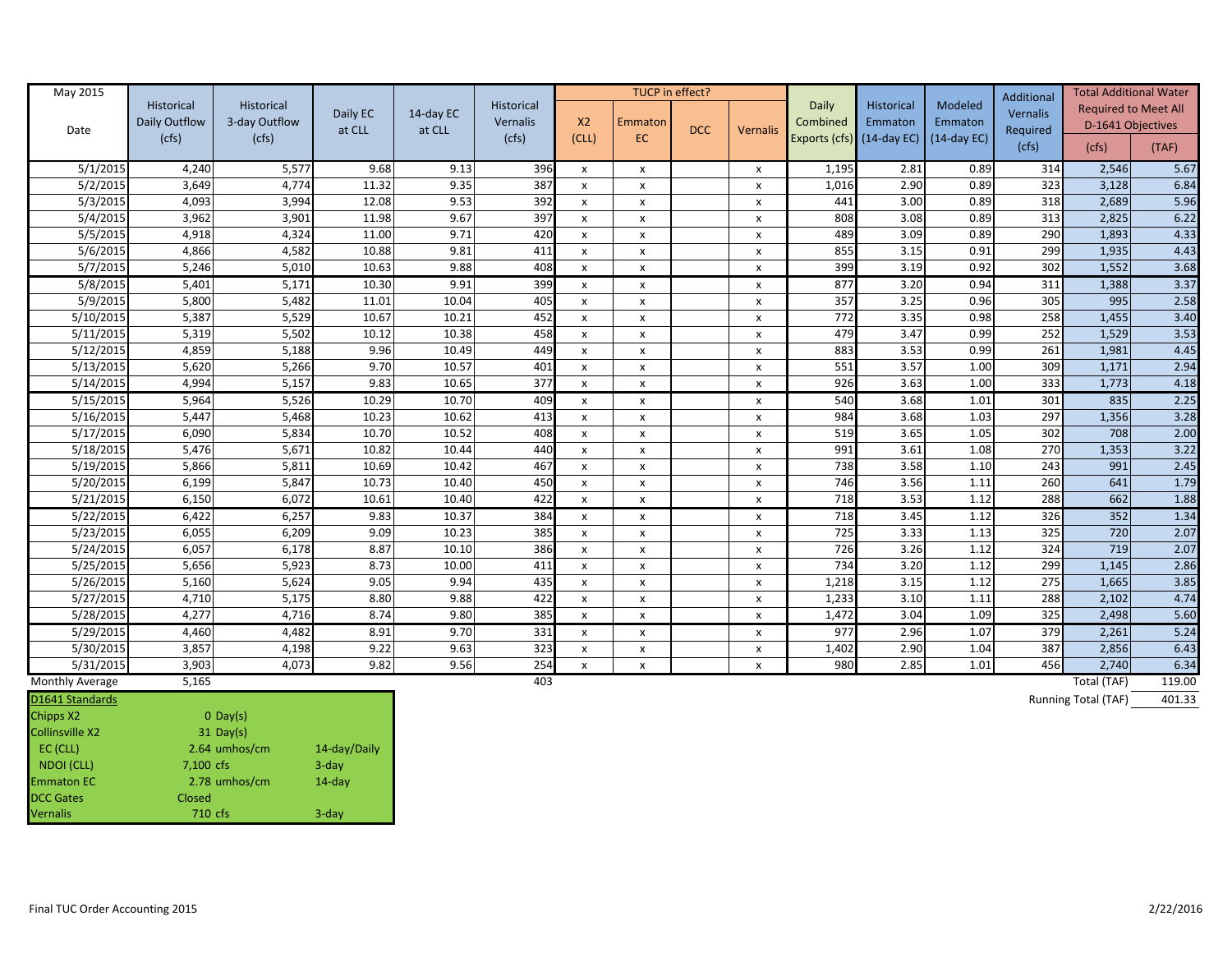| May 2015 Date | Historical Daily Outflow (cfs) | Historical 3-day Outflow (cfs) | Daily EC at CLL | 14-day EC at CLL | Historical Vernalis (cfs) | TUCP in effect? X2 (CLL) | Emmaton EC | DCC | Vernalis | Daily Combined Exports (cfs) | Historical Emmaton (14-day EC) | Modeled Emmaton (14-day EC) | Additional Vernalis Required (cfs) | Total Additional Water Required to Meet All D-1641 Objectives (cfs) | (TAF) |
|---|---|---|---|---|---|---|---|---|---|---|---|---|---|---|---|
| 5/1/2015 | 4,240 | 5,577 | 9.68 | 9.13 | 396 | x | x | | x | 1,195 | 2.81 | 0.89 | 314 | 2,546 | 5.67 |
| 5/2/2015 | 3,649 | 4,774 | 11.32 | 9.35 | 387 | x | x | | x | 1,016 | 2.90 | 0.89 | 323 | 3,128 | 6.84 |
| 5/3/2015 | 4,093 | 3,994 | 12.08 | 9.53 | 392 | x | x | | x | 441 | 3.00 | 0.89 | 318 | 2,689 | 5.96 |
| 5/4/2015 | 3,962 | 3,901 | 11.98 | 9.67 | 397 | x | x | | x | 808 | 3.08 | 0.89 | 313 | 2,825 | 6.22 |
| 5/5/2015 | 4,918 | 4,324 | 11.00 | 9.71 | 420 | x | x | | x | 489 | 3.09 | 0.89 | 290 | 1,893 | 4.33 |
| 5/6/2015 | 4,866 | 4,582 | 10.88 | 9.81 | 411 | x | x | | x | 855 | 3.15 | 0.91 | 299 | 1,935 | 4.43 |
| 5/7/2015 | 5,246 | 5,010 | 10.63 | 9.88 | 408 | x | x | | x | 399 | 3.19 | 0.92 | 302 | 1,552 | 3.68 |
| 5/8/2015 | 5,401 | 5,171 | 10.30 | 9.91 | 399 | x | x | | x | 877 | 3.20 | 0.94 | 311 | 1,388 | 3.37 |
| 5/9/2015 | 5,800 | 5,482 | 11.01 | 10.04 | 405 | x | x | | x | 357 | 3.25 | 0.96 | 305 | 995 | 2.58 |
| 5/10/2015 | 5,387 | 5,529 | 10.67 | 10.21 | 452 | x | x | | x | 772 | 3.35 | 0.98 | 258 | 1,455 | 3.40 |
| 5/11/2015 | 5,319 | 5,502 | 10.12 | 10.38 | 458 | x | x | | x | 479 | 3.47 | 0.99 | 252 | 1,529 | 3.53 |
| 5/12/2015 | 4,859 | 5,188 | 9.96 | 10.49 | 449 | x | x | | x | 883 | 3.53 | 0.99 | 261 | 1,981 | 4.45 |
| 5/13/2015 | 5,620 | 5,266 | 9.70 | 10.57 | 401 | x | x | | x | 551 | 3.57 | 1.00 | 309 | 1,171 | 2.94 |
| 5/14/2015 | 4,994 | 5,157 | 9.83 | 10.65 | 377 | x | x | | x | 926 | 3.63 | 1.00 | 333 | 1,773 | 4.18 |
| 5/15/2015 | 5,964 | 5,526 | 10.29 | 10.70 | 409 | x | x | | x | 540 | 3.68 | 1.01 | 301 | 835 | 2.25 |
| 5/16/2015 | 5,447 | 5,468 | 10.23 | 10.62 | 413 | x | x | | x | 984 | 3.68 | 1.03 | 297 | 1,356 | 3.28 |
| 5/17/2015 | 6,090 | 5,834 | 10.70 | 10.52 | 408 | x | x | | x | 519 | 3.65 | 1.05 | 302 | 708 | 2.00 |
| 5/18/2015 | 5,476 | 5,671 | 10.82 | 10.44 | 440 | x | x | | x | 991 | 3.61 | 1.08 | 270 | 1,353 | 3.22 |
| 5/19/2015 | 5,866 | 5,811 | 10.69 | 10.42 | 467 | x | x | | x | 738 | 3.58 | 1.10 | 243 | 991 | 2.45 |
| 5/20/2015 | 6,199 | 5,847 | 10.73 | 10.40 | 450 | x | x | | x | 746 | 3.56 | 1.11 | 260 | 641 | 1.79 |
| 5/21/2015 | 6,150 | 6,072 | 10.61 | 10.40 | 422 | x | x | | x | 718 | 3.53 | 1.12 | 288 | 662 | 1.88 |
| 5/22/2015 | 6,422 | 6,257 | 9.83 | 10.37 | 384 | x | x | | x | 718 | 3.45 | 1.12 | 326 | 352 | 1.34 |
| 5/23/2015 | 6,055 | 6,209 | 9.09 | 10.23 | 385 | x | x | | x | 725 | 3.33 | 1.13 | 325 | 720 | 2.07 |
| 5/24/2015 | 6,057 | 6,178 | 8.87 | 10.10 | 386 | x | x | | x | 726 | 3.26 | 1.12 | 324 | 719 | 2.07 |
| 5/25/2015 | 5,656 | 5,923 | 8.73 | 10.00 | 411 | x | x | | x | 734 | 3.20 | 1.12 | 299 | 1,145 | 2.86 |
| 5/26/2015 | 5,160 | 5,624 | 9.05 | 9.94 | 435 | x | x | | x | 1,218 | 3.15 | 1.12 | 275 | 1,665 | 3.85 |
| 5/27/2015 | 4,710 | 5,175 | 8.80 | 9.88 | 422 | x | x | | x | 1,233 | 3.10 | 1.11 | 288 | 2,102 | 4.74 |
| 5/28/2015 | 4,277 | 4,716 | 8.74 | 9.80 | 385 | x | x | | x | 1,472 | 3.04 | 1.09 | 325 | 2,498 | 5.60 |
| 5/29/2015 | 4,460 | 4,482 | 8.91 | 9.70 | 331 | x | x | | x | 977 | 2.96 | 1.07 | 379 | 2,261 | 5.24 |
| 5/30/2015 | 3,857 | 4,198 | 9.22 | 9.63 | 323 | x | x | | x | 1,402 | 2.90 | 1.04 | 387 | 2,856 | 6.43 |
| 5/31/2015 | 3,903 | 4,073 | 9.82 | 9.56 | 254 | x | x | | x | 980 | 2.85 | 1.01 | 456 | 2,740 | 6.34 |
| Monthly Average | 5,165 | | | | 403 | | | | | | | | | Total (TAF) | 119.00 |
| | | | | | | | | | | | | | | Running Total (TAF) | 401.33 |

| D1641 Standards | | |
|---|---|---|
| Chipps X2 | 0 Day(s) | |
| Collinsville X2 | 31 Day(s) | |
| EC (CLL) | 2.64 umhos/cm | 14-day/Daily |
| NDOI (CLL) | 7,100 cfs | 3-day |
| Emmaton EC | 2.78 umhos/cm | 14-day |
| DCC Gates | Closed | |
| Vernalis | 710 cfs | 3-day |

Final TUC Order Accounting 2015

2/22/2016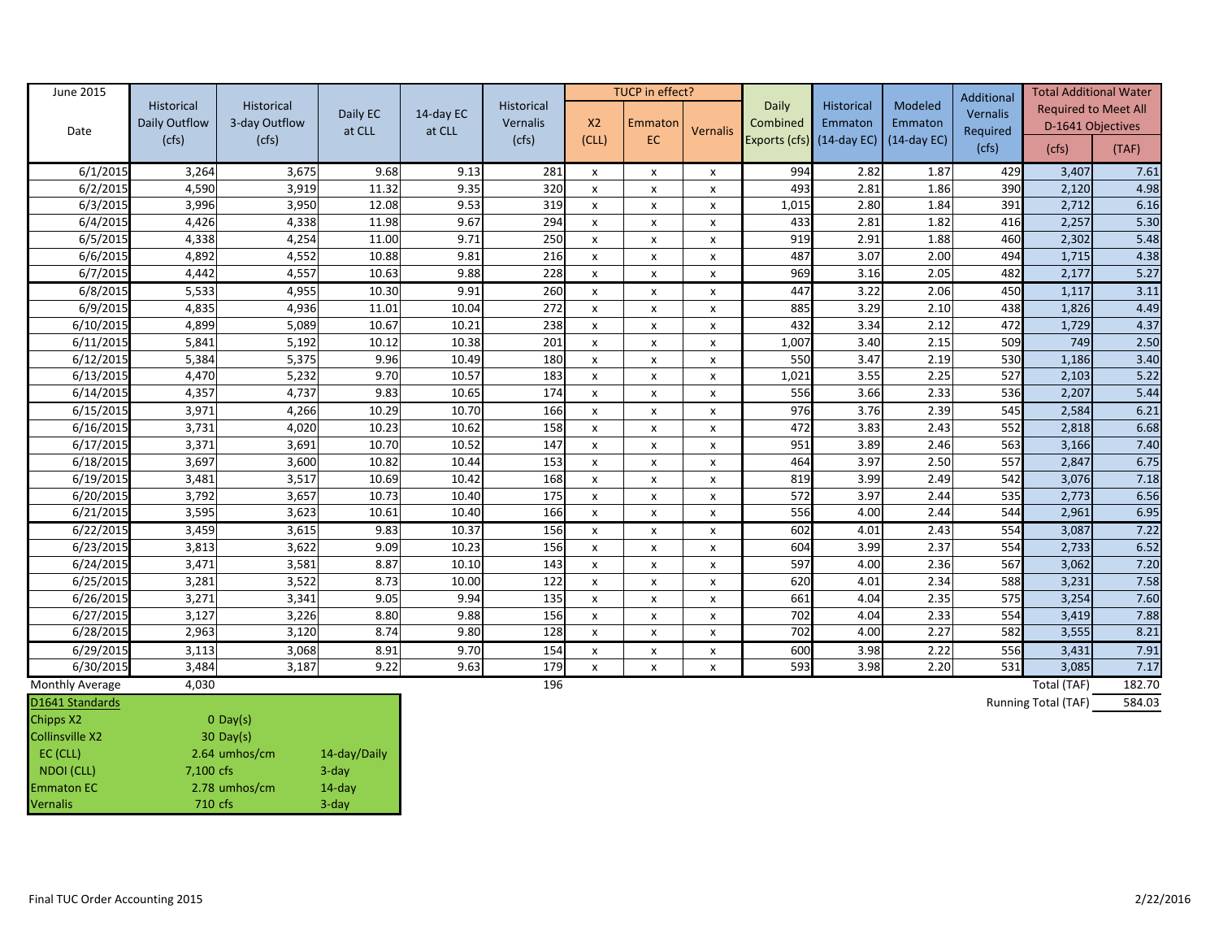| June 2015 Date | Historical Daily Outflow (cfs) | Historical 3-day Outflow (cfs) | Daily EC at CLL | 14-day EC at CLL | Historical Vernalis (cfs) | TUCP in effect? X2 (CLL) | TUCP in effect? Emmaton EC | TUCP in effect? Vernalis | Daily Combined Exports (cfs) | Historical Emmaton (14-day EC) | Modeled Emmaton (14-day EC) | Additional Vernalis Required (cfs) | Total Additional Water Required to Meet All D-1641 Objectives (cfs) | Total Additional Water Required to Meet All D-1641 Objectives (TAF) |
|---|---|---|---|---|---|---|---|---|---|---|---|---|---|---|
| 6/1/2015 | 3,264 | 3,675 | 9.68 | 9.13 | 281 | x | x | x | 994 | 2.82 | 1.87 | 429 | 3,407 | 7.61 |
| 6/2/2015 | 4,590 | 3,919 | 11.32 | 9.35 | 320 | x | x | x | 493 | 2.81 | 1.86 | 390 | 2,120 | 4.98 |
| 6/3/2015 | 3,996 | 3,950 | 12.08 | 9.53 | 319 | x | x | x | 1,015 | 2.80 | 1.84 | 391 | 2,712 | 6.16 |
| 6/4/2015 | 4,426 | 4,338 | 11.98 | 9.67 | 294 | x | x | x | 433 | 2.81 | 1.82 | 416 | 2,257 | 5.30 |
| 6/5/2015 | 4,338 | 4,254 | 11.00 | 9.71 | 250 | x | x | x | 919 | 2.91 | 1.88 | 460 | 2,302 | 5.48 |
| 6/6/2015 | 4,892 | 4,552 | 10.88 | 9.81 | 216 | x | x | x | 487 | 3.07 | 2.00 | 494 | 1,715 | 4.38 |
| 6/7/2015 | 4,442 | 4,557 | 10.63 | 9.88 | 228 | x | x | x | 969 | 3.16 | 2.05 | 482 | 2,177 | 5.27 |
| 6/8/2015 | 5,533 | 4,955 | 10.30 | 9.91 | 260 | x | x | x | 447 | 3.22 | 2.06 | 450 | 1,117 | 3.11 |
| 6/9/2015 | 4,835 | 4,936 | 11.01 | 10.04 | 272 | x | x | x | 885 | 3.29 | 2.10 | 438 | 1,826 | 4.49 |
| 6/10/2015 | 4,899 | 5,089 | 10.67 | 10.21 | 238 | x | x | x | 432 | 3.34 | 2.12 | 472 | 1,729 | 4.37 |
| 6/11/2015 | 5,841 | 5,192 | 10.12 | 10.38 | 201 | x | x | x | 1,007 | 3.40 | 2.15 | 509 | 749 | 2.50 |
| 6/12/2015 | 5,384 | 5,375 | 9.96 | 10.49 | 180 | x | x | x | 550 | 3.47 | 2.19 | 530 | 1,186 | 3.40 |
| 6/13/2015 | 4,470 | 5,232 | 9.70 | 10.57 | 183 | x | x | x | 1,021 | 3.55 | 2.25 | 527 | 2,103 | 5.22 |
| 6/14/2015 | 4,357 | 4,737 | 9.83 | 10.65 | 174 | x | x | x | 556 | 3.66 | 2.33 | 536 | 2,207 | 5.44 |
| 6/15/2015 | 3,971 | 4,266 | 10.29 | 10.70 | 166 | x | x | x | 976 | 3.76 | 2.39 | 545 | 2,584 | 6.21 |
| 6/16/2015 | 3,731 | 4,020 | 10.23 | 10.62 | 158 | x | x | x | 472 | 3.83 | 2.43 | 552 | 2,818 | 6.68 |
| 6/17/2015 | 3,371 | 3,691 | 10.70 | 10.52 | 147 | x | x | x | 951 | 3.89 | 2.46 | 563 | 3,166 | 7.40 |
| 6/18/2015 | 3,697 | 3,600 | 10.82 | 10.44 | 153 | x | x | x | 464 | 3.97 | 2.50 | 557 | 2,847 | 6.75 |
| 6/19/2015 | 3,481 | 3,517 | 10.69 | 10.42 | 168 | x | x | x | 819 | 3.99 | 2.49 | 542 | 3,076 | 7.18 |
| 6/20/2015 | 3,792 | 3,657 | 10.73 | 10.40 | 175 | x | x | x | 572 | 3.97 | 2.44 | 535 | 2,773 | 6.56 |
| 6/21/2015 | 3,595 | 3,623 | 10.61 | 10.40 | 166 | x | x | x | 556 | 4.00 | 2.44 | 544 | 2,961 | 6.95 |
| 6/22/2015 | 3,459 | 3,615 | 9.83 | 10.37 | 156 | x | x | x | 602 | 4.01 | 2.43 | 554 | 3,087 | 7.22 |
| 6/23/2015 | 3,813 | 3,622 | 9.09 | 10.23 | 156 | x | x | x | 604 | 3.99 | 2.37 | 554 | 2,733 | 6.52 |
| 6/24/2015 | 3,471 | 3,581 | 8.87 | 10.10 | 143 | x | x | x | 597 | 4.00 | 2.36 | 567 | 3,062 | 7.20 |
| 6/25/2015 | 3,281 | 3,522 | 8.73 | 10.00 | 122 | x | x | x | 620 | 4.01 | 2.34 | 588 | 3,231 | 7.58 |
| 6/26/2015 | 3,271 | 3,341 | 9.05 | 9.94 | 135 | x | x | x | 661 | 4.04 | 2.35 | 575 | 3,254 | 7.60 |
| 6/27/2015 | 3,127 | 3,226 | 8.80 | 9.88 | 156 | x | x | x | 702 | 4.04 | 2.33 | 554 | 3,419 | 7.88 |
| 6/28/2015 | 2,963 | 3,120 | 8.74 | 9.80 | 128 | x | x | x | 702 | 4.00 | 2.27 | 582 | 3,555 | 8.21 |
| 6/29/2015 | 3,113 | 3,068 | 8.91 | 9.70 | 154 | x | x | x | 600 | 3.98 | 2.22 | 556 | 3,431 | 7.91 |
| 6/30/2015 | 3,484 | 3,187 | 9.22 | 9.63 | 179 | x | x | x | 593 | 3.98 | 2.20 | 531 | 3,085 | 7.17 |
| Monthly Average | 4,030 | | | | 196 | | | | | | | | Total (TAF) | 182.70 |
| | | | | | | | | | | | | | Running Total (TAF) | 584.03 |

| D1641 Standards | | |
|---|---|---|
| Chipps X2 | 0 Day(s) | |
| Collinsville X2 | 30 Day(s) | |
| EC (CLL) | 2.64 umhos/cm | 14-day/Daily |
| NDOI (CLL) | 7,100 cfs | 3-day |
| Emmaton EC | 2.78 umhos/cm | 14-day |
| Vernalis | 710 cfs | 3-day |

Final TUC Order Accounting 2015

2/22/2016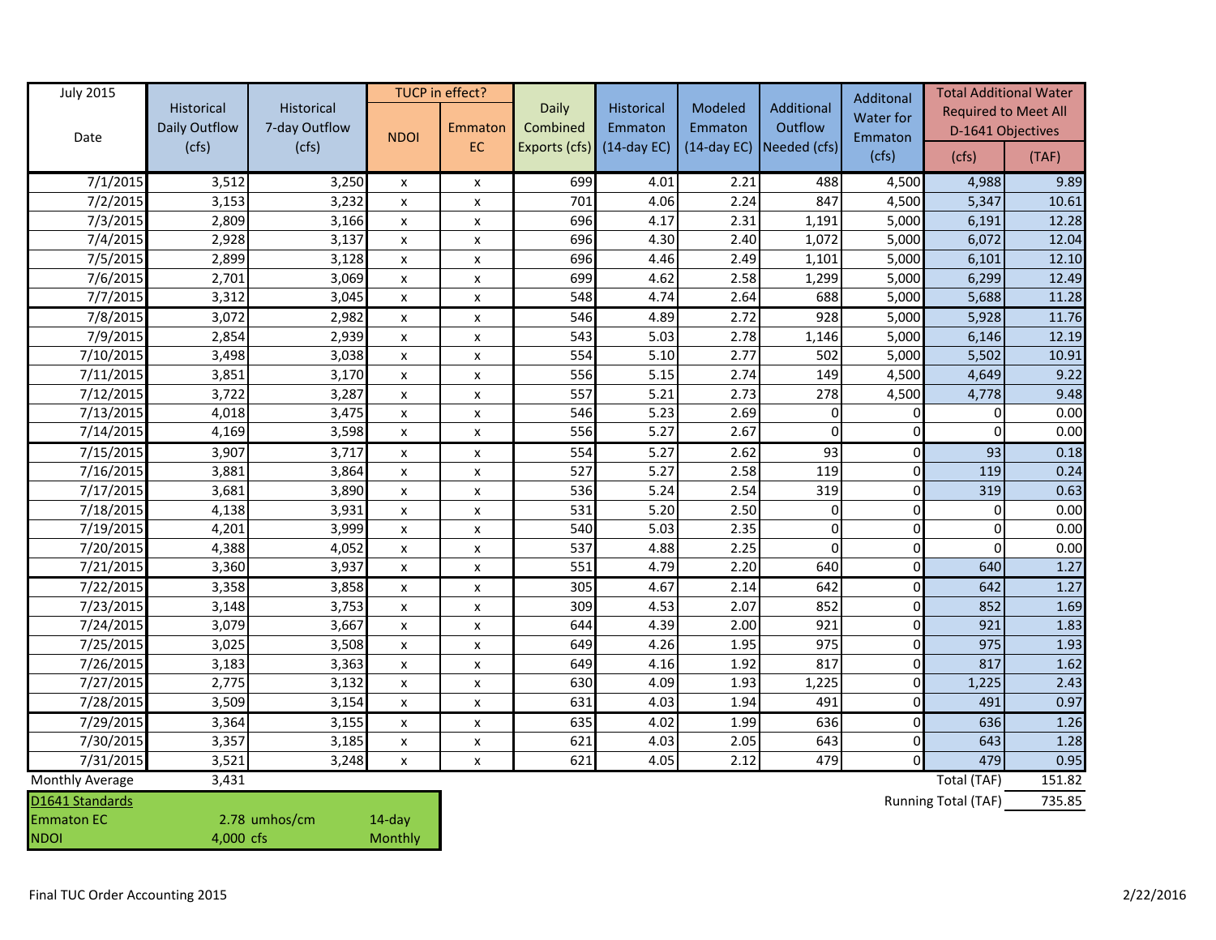| July 2015 Date | Historical Daily Outflow (cfs) | Historical 7-day Outflow (cfs) | TUCP in effect? NDOI | Emmaton EC | Daily Combined Exports (cfs) | Historical Emmaton (14-day EC) | Modeled Emmaton (14-day EC) | Additional Outflow Needed (cfs) | Additonal Water for Emmaton (cfs) | Total Additional Water Required to Meet All D-1641 Objectives (cfs) | (TAF) |
|---|---|---|---|---|---|---|---|---|---|---|---|
| 7/1/2015 | 3,512 | 3,250 | x | x | 699 | 4.01 | 2.21 | 488 | 4,500 | 4,988 | 9.89 |
| 7/2/2015 | 3,153 | 3,232 | x | x | 701 | 4.06 | 2.24 | 847 | 4,500 | 5,347 | 10.61 |
| 7/3/2015 | 2,809 | 3,166 | x | x | 696 | 4.17 | 2.31 | 1,191 | 5,000 | 6,191 | 12.28 |
| 7/4/2015 | 2,928 | 3,137 | x | x | 696 | 4.30 | 2.40 | 1,072 | 5,000 | 6,072 | 12.04 |
| 7/5/2015 | 2,899 | 3,128 | x | x | 696 | 4.46 | 2.49 | 1,101 | 5,000 | 6,101 | 12.10 |
| 7/6/2015 | 2,701 | 3,069 | x | x | 699 | 4.62 | 2.58 | 1,299 | 5,000 | 6,299 | 12.49 |
| 7/7/2015 | 3,312 | 3,045 | x | x | 548 | 4.74 | 2.64 | 688 | 5,000 | 5,688 | 11.28 |
| 7/8/2015 | 3,072 | 2,982 | x | x | 546 | 4.89 | 2.72 | 928 | 5,000 | 5,928 | 11.76 |
| 7/9/2015 | 2,854 | 2,939 | x | x | 543 | 5.03 | 2.78 | 1,146 | 5,000 | 6,146 | 12.19 |
| 7/10/2015 | 3,498 | 3,038 | x | x | 554 | 5.10 | 2.77 | 502 | 5,000 | 5,502 | 10.91 |
| 7/11/2015 | 3,851 | 3,170 | x | x | 556 | 5.15 | 2.74 | 149 | 4,500 | 4,649 | 9.22 |
| 7/12/2015 | 3,722 | 3,287 | x | x | 557 | 5.21 | 2.73 | 278 | 4,500 | 4,778 | 9.48 |
| 7/13/2015 | 4,018 | 3,475 | x | x | 546 | 5.23 | 2.69 | 0 | 0 | 0 | 0.00 |
| 7/14/2015 | 4,169 | 3,598 | x | x | 556 | 5.27 | 2.67 | 0 | 0 | 0 | 0.00 |
| 7/15/2015 | 3,907 | 3,717 | x | x | 554 | 5.27 | 2.62 | 93 | 0 | 93 | 0.18 |
| 7/16/2015 | 3,881 | 3,864 | x | x | 527 | 5.27 | 2.58 | 119 | 0 | 119 | 0.24 |
| 7/17/2015 | 3,681 | 3,890 | x | x | 536 | 5.24 | 2.54 | 319 | 0 | 319 | 0.63 |
| 7/18/2015 | 4,138 | 3,931 | x | x | 531 | 5.20 | 2.50 | 0 | 0 | 0 | 0.00 |
| 7/19/2015 | 4,201 | 3,999 | x | x | 540 | 5.03 | 2.35 | 0 | 0 | 0 | 0.00 |
| 7/20/2015 | 4,388 | 4,052 | x | x | 537 | 4.88 | 2.25 | 0 | 0 | 0 | 0.00 |
| 7/21/2015 | 3,360 | 3,937 | x | x | 551 | 4.79 | 2.20 | 640 | 0 | 640 | 1.27 |
| 7/22/2015 | 3,358 | 3,858 | x | x | 305 | 4.67 | 2.14 | 642 | 0 | 642 | 1.27 |
| 7/23/2015 | 3,148 | 3,753 | x | x | 309 | 4.53 | 2.07 | 852 | 0 | 852 | 1.69 |
| 7/24/2015 | 3,079 | 3,667 | x | x | 644 | 4.39 | 2.00 | 921 | 0 | 921 | 1.83 |
| 7/25/2015 | 3,025 | 3,508 | x | x | 649 | 4.26 | 1.95 | 975 | 0 | 975 | 1.93 |
| 7/26/2015 | 3,183 | 3,363 | x | x | 649 | 4.16 | 1.92 | 817 | 0 | 817 | 1.62 |
| 7/27/2015 | 2,775 | 3,132 | x | x | 630 | 4.09 | 1.93 | 1,225 | 0 | 1,225 | 2.43 |
| 7/28/2015 | 3,509 | 3,154 | x | x | 631 | 4.03 | 1.94 | 491 | 0 | 491 | 0.97 |
| 7/29/2015 | 3,364 | 3,155 | x | x | 635 | 4.02 | 1.99 | 636 | 0 | 636 | 1.26 |
| 7/30/2015 | 3,357 | 3,185 | x | x | 621 | 4.03 | 2.05 | 643 | 0 | 643 | 1.28 |
| 7/31/2015 | 3,521 | 3,248 | x | x | 621 | 4.05 | 2.12 | 479 | 0 | 479 | 0.95 |
| Monthly Average | 3,431 | | | | | | | | | Total (TAF) | 151.82 |
| | | | | | | | | | | Running Total (TAF) | 735.85 |

| D1641 Standards | | |
|---|---|---|
| Emmaton EC | 2.78 umhos/cm | 14-day |
| NDOI | 4,000 cfs | Monthly |

Final TUC Order Accounting 2015

2/22/2016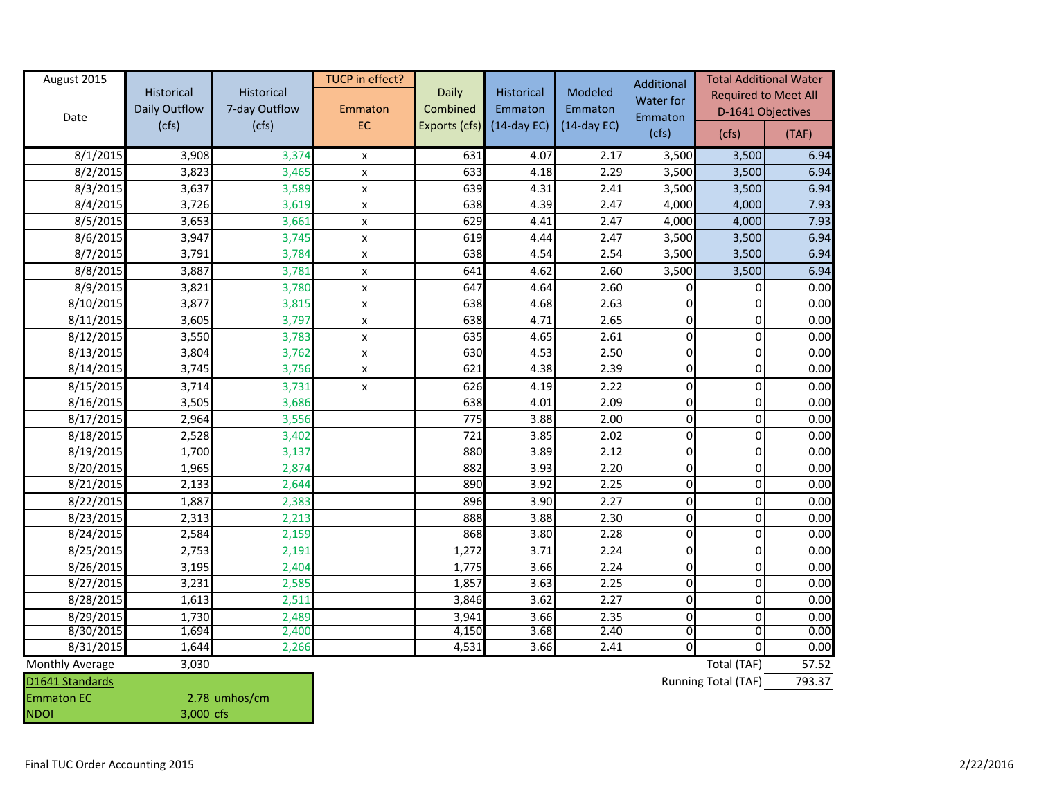| August 2015 Date | Historical Daily Outflow (cfs) | Historical 7-day Outflow (cfs) | TUCP in effect? Emmaton EC | Daily Combined Exports (cfs) | Historical Emmaton (14-day EC) | Modeled Emmaton (14-day EC) | Additional Water for Emmaton (cfs) | Total Additional Water Required to Meet All D-1641 Objectives (cfs) | (TAF) |
|---|---|---|---|---|---|---|---|---|---|
| 8/1/2015 | 3,908 | 3,374 | x | 631 | 4.07 | 2.17 | 3,500 | 3,500 | 6.94 |
| 8/2/2015 | 3,823 | 3,465 | x | 633 | 4.18 | 2.29 | 3,500 | 3,500 | 6.94 |
| 8/3/2015 | 3,637 | 3,589 | x | 639 | 4.31 | 2.41 | 3,500 | 3,500 | 6.94 |
| 8/4/2015 | 3,726 | 3,619 | x | 638 | 4.39 | 2.47 | 4,000 | 4,000 | 7.93 |
| 8/5/2015 | 3,653 | 3,661 | x | 629 | 4.41 | 2.47 | 4,000 | 4,000 | 7.93 |
| 8/6/2015 | 3,947 | 3,745 | x | 619 | 4.44 | 2.47 | 3,500 | 3,500 | 6.94 |
| 8/7/2015 | 3,791 | 3,784 | x | 638 | 4.54 | 2.54 | 3,500 | 3,500 | 6.94 |
| 8/8/2015 | 3,887 | 3,781 | x | 641 | 4.62 | 2.60 | 3,500 | 3,500 | 6.94 |
| 8/9/2015 | 3,821 | 3,780 | x | 647 | 4.64 | 2.60 | 0 | 0 | 0.00 |
| 8/10/2015 | 3,877 | 3,815 | x | 638 | 4.68 | 2.63 | 0 | 0 | 0.00 |
| 8/11/2015 | 3,605 | 3,797 | x | 638 | 4.71 | 2.65 | 0 | 0 | 0.00 |
| 8/12/2015 | 3,550 | 3,783 | x | 635 | 4.65 | 2.61 | 0 | 0 | 0.00 |
| 8/13/2015 | 3,804 | 3,762 | x | 630 | 4.53 | 2.50 | 0 | 0 | 0.00 |
| 8/14/2015 | 3,745 | 3,756 | x | 621 | 4.38 | 2.39 | 0 | 0 | 0.00 |
| 8/15/2015 | 3,714 | 3,731 | x | 626 | 4.19 | 2.22 | 0 | 0 | 0.00 |
| 8/16/2015 | 3,505 | 3,686 | | 638 | 4.01 | 2.09 | 0 | 0 | 0.00 |
| 8/17/2015 | 2,964 | 3,556 | | 775 | 3.88 | 2.00 | 0 | 0 | 0.00 |
| 8/18/2015 | 2,528 | 3,402 | | 721 | 3.85 | 2.02 | 0 | 0 | 0.00 |
| 8/19/2015 | 1,700 | 3,137 | | 880 | 3.89 | 2.12 | 0 | 0 | 0.00 |
| 8/20/2015 | 1,965 | 2,874 | | 882 | 3.93 | 2.20 | 0 | 0 | 0.00 |
| 8/21/2015 | 2,133 | 2,644 | | 890 | 3.92 | 2.25 | 0 | 0 | 0.00 |
| 8/22/2015 | 1,887 | 2,383 | | 896 | 3.90 | 2.27 | 0 | 0 | 0.00 |
| 8/23/2015 | 2,313 | 2,213 | | 888 | 3.88 | 2.30 | 0 | 0 | 0.00 |
| 8/24/2015 | 2,584 | 2,159 | | 868 | 3.80 | 2.28 | 0 | 0 | 0.00 |
| 8/25/2015 | 2,753 | 2,191 | | 1,272 | 3.71 | 2.24 | 0 | 0 | 0.00 |
| 8/26/2015 | 3,195 | 2,404 | | 1,775 | 3.66 | 2.24 | 0 | 0 | 0.00 |
| 8/27/2015 | 3,231 | 2,585 | | 1,857 | 3.63 | 2.25 | 0 | 0 | 0.00 |
| 8/28/2015 | 1,613 | 2,511 | | 3,846 | 3.62 | 2.27 | 0 | 0 | 0.00 |
| 8/29/2015 | 1,730 | 2,489 | | 3,941 | 3.66 | 2.35 | 0 | 0 | 0.00 |
| 8/30/2015 | 1,694 | 2,400 | | 4,150 | 3.68 | 2.40 | 0 | 0 | 0.00 |
| 8/31/2015 | 1,644 | 2,266 | | 4,531 | 3.66 | 2.41 | 0 | 0 | 0.00 |
| Monthly Average | 3,030 | | | | | | | Total (TAF) | 57.52 |
| | | | | | | | | Running Total (TAF) | 793.37 |

| D1641 Standards | |
|---|---|
| Emmaton EC | 2.78 umhos/cm |
| NDOI | 3,000 cfs |

Final TUC Order Accounting 2015

2/22/2016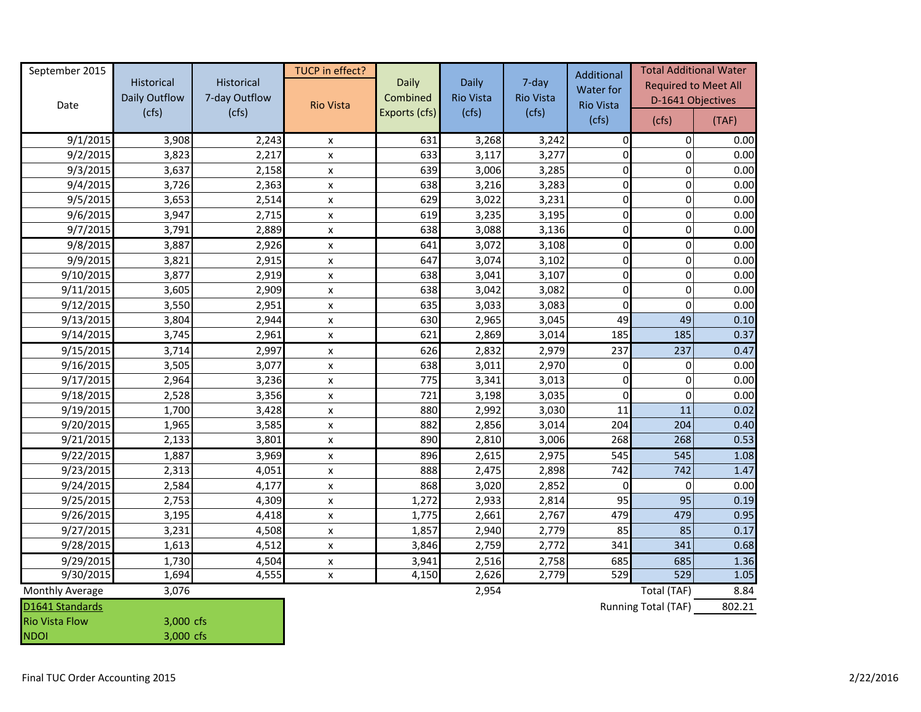| September 2015 Date | Historical Daily Outflow (cfs) | Historical 7-day Outflow (cfs) | TUCP in effect? Rio Vista | Daily Combined Exports (cfs) | Daily Rio Vista (cfs) | 7-day Rio Vista (cfs) | Additional Water for Rio Vista (cfs) | Total Additional Water Required to Meet All D-1641 Objectives | |
|---|---|---|---|---|---|---|---|---|---|
| | | | | | | | | (cfs) | (TAF) |
| 9/1/2015 | 3,908 | 2,243 | x | 631 | 3,268 | 3,242 | 0 | 0 | 0.00 |
| 9/2/2015 | 3,823 | 2,217 | x | 633 | 3,117 | 3,277 | 0 | 0 | 0.00 |
| 9/3/2015 | 3,637 | 2,158 | x | 639 | 3,006 | 3,285 | 0 | 0 | 0.00 |
| 9/4/2015 | 3,726 | 2,363 | x | 638 | 3,216 | 3,283 | 0 | 0 | 0.00 |
| 9/5/2015 | 3,653 | 2,514 | x | 629 | 3,022 | 3,231 | 0 | 0 | 0.00 |
| 9/6/2015 | 3,947 | 2,715 | x | 619 | 3,235 | 3,195 | 0 | 0 | 0.00 |
| 9/7/2015 | 3,791 | 2,889 | x | 638 | 3,088 | 3,136 | 0 | 0 | 0.00 |
| 9/8/2015 | 3,887 | 2,926 | x | 641 | 3,072 | 3,108 | 0 | 0 | 0.00 |
| 9/9/2015 | 3,821 | 2,915 | x | 647 | 3,074 | 3,102 | 0 | 0 | 0.00 |
| 9/10/2015 | 3,877 | 2,919 | x | 638 | 3,041 | 3,107 | 0 | 0 | 0.00 |
| 9/11/2015 | 3,605 | 2,909 | x | 638 | 3,042 | 3,082 | 0 | 0 | 0.00 |
| 9/12/2015 | 3,550 | 2,951 | x | 635 | 3,033 | 3,083 | 0 | 0 | 0.00 |
| 9/13/2015 | 3,804 | 2,944 | x | 630 | 2,965 | 3,045 | 49 | 49 | 0.10 |
| 9/14/2015 | 3,745 | 2,961 | x | 621 | 2,869 | 3,014 | 185 | 185 | 0.37 |
| 9/15/2015 | 3,714 | 2,997 | x | 626 | 2,832 | 2,979 | 237 | 237 | 0.47 |
| 9/16/2015 | 3,505 | 3,077 | x | 638 | 3,011 | 2,970 | 0 | 0 | 0.00 |
| 9/17/2015 | 2,964 | 3,236 | x | 775 | 3,341 | 3,013 | 0 | 0 | 0.00 |
| 9/18/2015 | 2,528 | 3,356 | x | 721 | 3,198 | 3,035 | 0 | 0 | 0.00 |
| 9/19/2015 | 1,700 | 3,428 | x | 880 | 2,992 | 3,030 | 11 | 11 | 0.02 |
| 9/20/2015 | 1,965 | 3,585 | x | 882 | 2,856 | 3,014 | 204 | 204 | 0.40 |
| 9/21/2015 | 2,133 | 3,801 | x | 890 | 2,810 | 3,006 | 268 | 268 | 0.53 |
| 9/22/2015 | 1,887 | 3,969 | x | 896 | 2,615 | 2,975 | 545 | 545 | 1.08 |
| 9/23/2015 | 2,313 | 4,051 | x | 888 | 2,475 | 2,898 | 742 | 742 | 1.47 |
| 9/24/2015 | 2,584 | 4,177 | x | 868 | 3,020 | 2,852 | 0 | 0 | 0.00 |
| 9/25/2015 | 2,753 | 4,309 | x | 1,272 | 2,933 | 2,814 | 95 | 95 | 0.19 |
| 9/26/2015 | 3,195 | 4,418 | x | 1,775 | 2,661 | 2,767 | 479 | 479 | 0.95 |
| 9/27/2015 | 3,231 | 4,508 | x | 1,857 | 2,940 | 2,779 | 85 | 85 | 0.17 |
| 9/28/2015 | 1,613 | 4,512 | x | 3,846 | 2,759 | 2,772 | 341 | 341 | 0.68 |
| 9/29/2015 | 1,730 | 4,504 | x | 3,941 | 2,516 | 2,758 | 685 | 685 | 1.36 |
| 9/30/2015 | 1,694 | 4,555 | x | 4,150 | 2,626 | 2,779 | 529 | 529 | 1.05 |
| Monthly Average | 3,076 | | | | 2,954 | | | Total (TAF) | 8.84 |
| | | | | | | | | Running Total (TAF) | 802.21 |

| D1641 Standards | |
|---|---|
| Rio Vista Flow | 3,000 cfs |
| NDOI | 3,000 cfs |

Final TUC Order Accounting 2015

2/22/2016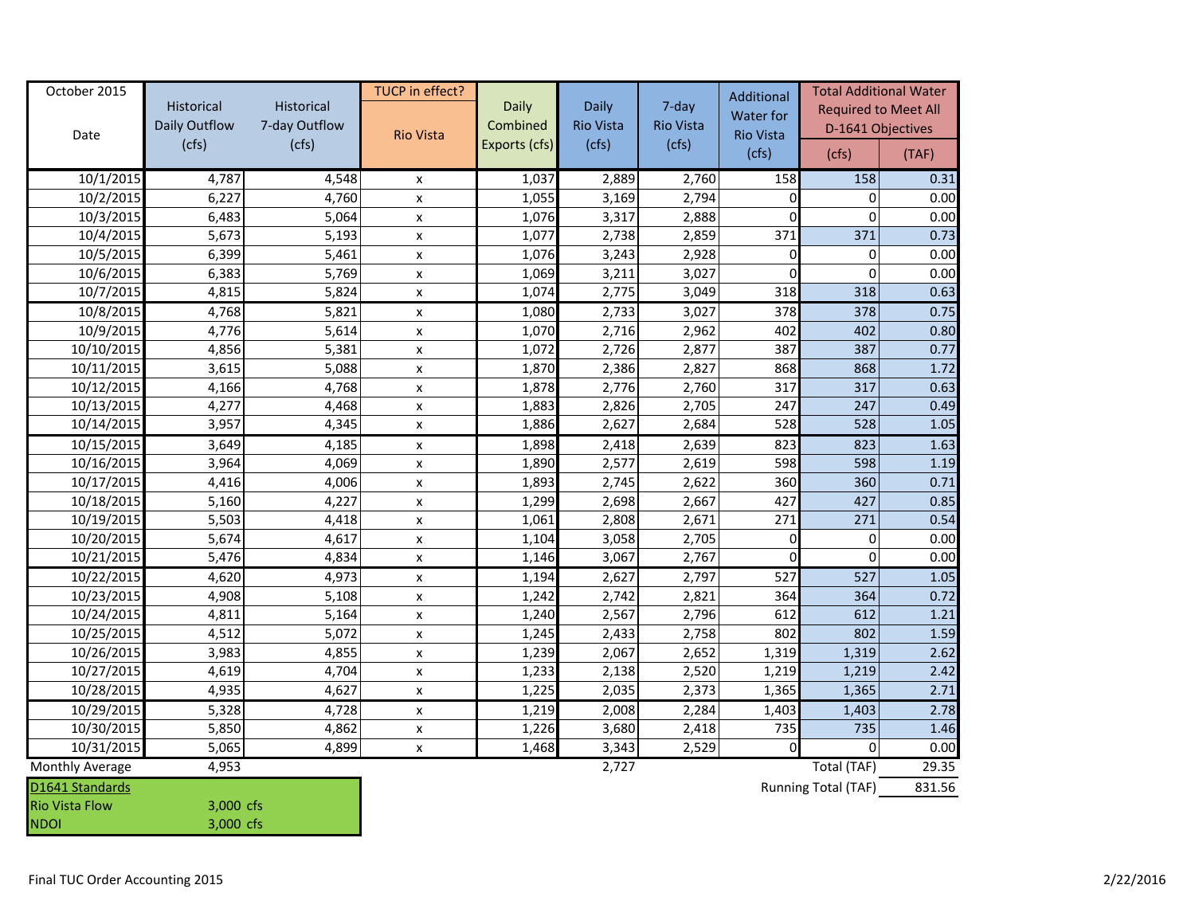| October 2015 Date | Historical Daily Outflow (cfs) | Historical 7-day Outflow (cfs) | TUCP in effect? Rio Vista | Daily Combined Exports (cfs) | Daily Rio Vista (cfs) | 7-day Rio Vista (cfs) | Additional Water for Rio Vista (cfs) | Total Additional Water Required to Meet All D-1641 Objectives (cfs) | (TAF) |
|---|---|---|---|---|---|---|---|---|---|
| 10/1/2015 | 4,787 | 4,548 | x | 1,037 | 2,889 | 2,760 | 158 | 158 | 0.31 |
| 10/2/2015 | 6,227 | 4,760 | x | 1,055 | 3,169 | 2,794 | 0 | 0 | 0.00 |
| 10/3/2015 | 6,483 | 5,064 | x | 1,076 | 3,317 | 2,888 | 0 | 0 | 0.00 |
| 10/4/2015 | 5,673 | 5,193 | x | 1,077 | 2,738 | 2,859 | 371 | 371 | 0.73 |
| 10/5/2015 | 6,399 | 5,461 | x | 1,076 | 3,243 | 2,928 | 0 | 0 | 0.00 |
| 10/6/2015 | 6,383 | 5,769 | x | 1,069 | 3,211 | 3,027 | 0 | 0 | 0.00 |
| 10/7/2015 | 4,815 | 5,824 | x | 1,074 | 2,775 | 3,049 | 318 | 318 | 0.63 |
| 10/8/2015 | 4,768 | 5,821 | x | 1,080 | 2,733 | 3,027 | 378 | 378 | 0.75 |
| 10/9/2015 | 4,776 | 5,614 | x | 1,070 | 2,716 | 2,962 | 402 | 402 | 0.80 |
| 10/10/2015 | 4,856 | 5,381 | x | 1,072 | 2,726 | 2,877 | 387 | 387 | 0.77 |
| 10/11/2015 | 3,615 | 5,088 | x | 1,870 | 2,386 | 2,827 | 868 | 868 | 1.72 |
| 10/12/2015 | 4,166 | 4,768 | x | 1,878 | 2,776 | 2,760 | 317 | 317 | 0.63 |
| 10/13/2015 | 4,277 | 4,468 | x | 1,883 | 2,826 | 2,705 | 247 | 247 | 0.49 |
| 10/14/2015 | 3,957 | 4,345 | x | 1,886 | 2,627 | 2,684 | 528 | 528 | 1.05 |
| 10/15/2015 | 3,649 | 4,185 | x | 1,898 | 2,418 | 2,639 | 823 | 823 | 1.63 |
| 10/16/2015 | 3,964 | 4,069 | x | 1,890 | 2,577 | 2,619 | 598 | 598 | 1.19 |
| 10/17/2015 | 4,416 | 4,006 | x | 1,893 | 2,745 | 2,622 | 360 | 360 | 0.71 |
| 10/18/2015 | 5,160 | 4,227 | x | 1,299 | 2,698 | 2,667 | 427 | 427 | 0.85 |
| 10/19/2015 | 5,503 | 4,418 | x | 1,061 | 2,808 | 2,671 | 271 | 271 | 0.54 |
| 10/20/2015 | 5,674 | 4,617 | x | 1,104 | 3,058 | 2,705 | 0 | 0 | 0.00 |
| 10/21/2015 | 5,476 | 4,834 | x | 1,146 | 3,067 | 2,767 | 0 | 0 | 0.00 |
| 10/22/2015 | 4,620 | 4,973 | x | 1,194 | 2,627 | 2,797 | 527 | 527 | 1.05 |
| 10/23/2015 | 4,908 | 5,108 | x | 1,242 | 2,742 | 2,821 | 364 | 364 | 0.72 |
| 10/24/2015 | 4,811 | 5,164 | x | 1,240 | 2,567 | 2,796 | 612 | 612 | 1.21 |
| 10/25/2015 | 4,512 | 5,072 | x | 1,245 | 2,433 | 2,758 | 802 | 802 | 1.59 |
| 10/26/2015 | 3,983 | 4,855 | x | 1,239 | 2,067 | 2,652 | 1,319 | 1,319 | 2.62 |
| 10/27/2015 | 4,619 | 4,704 | x | 1,233 | 2,138 | 2,520 | 1,219 | 1,219 | 2.42 |
| 10/28/2015 | 4,935 | 4,627 | x | 1,225 | 2,035 | 2,373 | 1,365 | 1,365 | 2.71 |
| 10/29/2015 | 5,328 | 4,728 | x | 1,219 | 2,008 | 2,284 | 1,403 | 1,403 | 2.78 |
| 10/30/2015 | 5,850 | 4,862 | x | 1,226 | 3,680 | 2,418 | 735 | 735 | 1.46 |
| 10/31/2015 | 5,065 | 4,899 | x | 1,468 | 3,343 | 2,529 | 0 | 0 | 0.00 |
| Monthly Average | 4,953 | | | | 2,727 | | | Total (TAF) | 29.35 |
| | | | | | | | | Running Total (TAF) | 831.56 |

| D1641 Standards | |
|---|---|
| Rio Vista Flow | 3,000 cfs |
| NDOI | 3,000 cfs |

Final TUC Order Accounting 2015

2/22/2016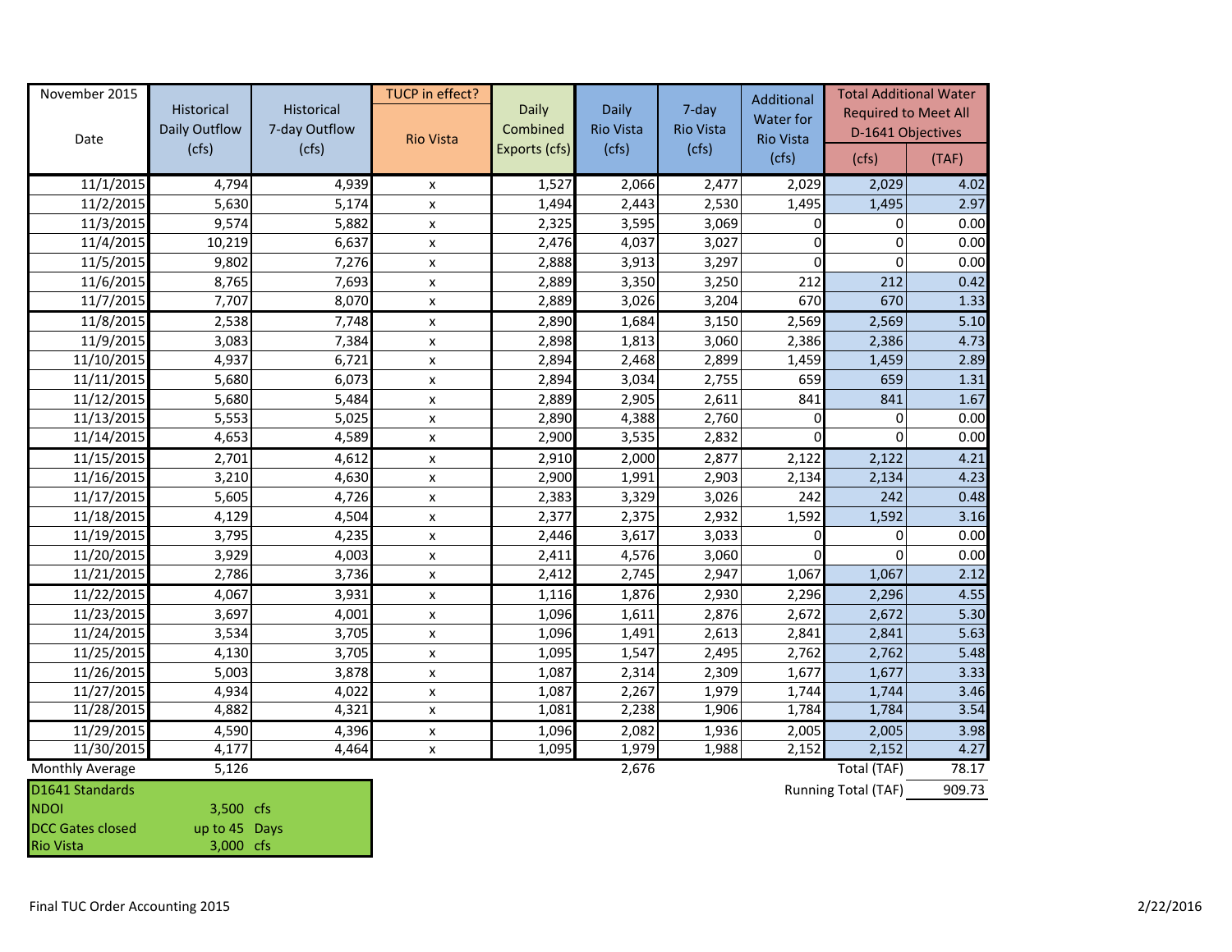| November 2015 Date | Historical Daily Outflow (cfs) | Historical 7-day Outflow (cfs) | TUCP in effect? Rio Vista | Daily Combined Exports (cfs) | Daily Rio Vista (cfs) | 7-day Rio Vista (cfs) | Additional Water for Rio Vista (cfs) | Total Additional Water Required to Meet All D-1641 Objectives | |
|---|---|---|---|---|---|---|---|---|---|
| | | | | | | | | (cfs) | (TAF) |
| 11/1/2015 | 4,794 | 4,939 | x | 1,527 | 2,066 | 2,477 | 2,029 | 2,029 | 4.02 |
| 11/2/2015 | 5,630 | 5,174 | x | 1,494 | 2,443 | 2,530 | 1,495 | 1,495 | 2.97 |
| 11/3/2015 | 9,574 | 5,882 | x | 2,325 | 3,595 | 3,069 | 0 | 0 | 0.00 |
| 11/4/2015 | 10,219 | 6,637 | x | 2,476 | 4,037 | 3,027 | 0 | 0 | 0.00 |
| 11/5/2015 | 9,802 | 7,276 | x | 2,888 | 3,913 | 3,297 | 0 | 0 | 0.00 |
| 11/6/2015 | 8,765 | 7,693 | x | 2,889 | 3,350 | 3,250 | 212 | 212 | 0.42 |
| 11/7/2015 | 7,707 | 8,070 | x | 2,889 | 3,026 | 3,204 | 670 | 670 | 1.33 |
| 11/8/2015 | 2,538 | 7,748 | x | 2,890 | 1,684 | 3,150 | 2,569 | 2,569 | 5.10 |
| 11/9/2015 | 3,083 | 7,384 | x | 2,898 | 1,813 | 3,060 | 2,386 | 2,386 | 4.73 |
| 11/10/2015 | 4,937 | 6,721 | x | 2,894 | 2,468 | 2,899 | 1,459 | 1,459 | 2.89 |
| 11/11/2015 | 5,680 | 6,073 | x | 2,894 | 3,034 | 2,755 | 659 | 659 | 1.31 |
| 11/12/2015 | 5,680 | 5,484 | x | 2,889 | 2,905 | 2,611 | 841 | 841 | 1.67 |
| 11/13/2015 | 5,553 | 5,025 | x | 2,890 | 4,388 | 2,760 | 0 | 0 | 0.00 |
| 11/14/2015 | 4,653 | 4,589 | x | 2,900 | 3,535 | 2,832 | 0 | 0 | 0.00 |
| 11/15/2015 | 2,701 | 4,612 | x | 2,910 | 2,000 | 2,877 | 2,122 | 2,122 | 4.21 |
| 11/16/2015 | 3,210 | 4,630 | x | 2,900 | 1,991 | 2,903 | 2,134 | 2,134 | 4.23 |
| 11/17/2015 | 5,605 | 4,726 | x | 2,383 | 3,329 | 3,026 | 242 | 242 | 0.48 |
| 11/18/2015 | 4,129 | 4,504 | x | 2,377 | 2,375 | 2,932 | 1,592 | 1,592 | 3.16 |
| 11/19/2015 | 3,795 | 4,235 | x | 2,446 | 3,617 | 3,033 | 0 | 0 | 0.00 |
| 11/20/2015 | 3,929 | 4,003 | x | 2,411 | 4,576 | 3,060 | 0 | 0 | 0.00 |
| 11/21/2015 | 2,786 | 3,736 | x | 2,412 | 2,745 | 2,947 | 1,067 | 1,067 | 2.12 |
| 11/22/2015 | 4,067 | 3,931 | x | 1,116 | 1,876 | 2,930 | 2,296 | 2,296 | 4.55 |
| 11/23/2015 | 3,697 | 4,001 | x | 1,096 | 1,611 | 2,876 | 2,672 | 2,672 | 5.30 |
| 11/24/2015 | 3,534 | 3,705 | x | 1,096 | 1,491 | 2,613 | 2,841 | 2,841 | 5.63 |
| 11/25/2015 | 4,130 | 3,705 | x | 1,095 | 1,547 | 2,495 | 2,762 | 2,762 | 5.48 |
| 11/26/2015 | 5,003 | 3,878 | x | 1,087 | 2,314 | 2,309 | 1,677 | 1,677 | 3.33 |
| 11/27/2015 | 4,934 | 4,022 | x | 1,087 | 2,267 | 1,979 | 1,744 | 1,744 | 3.46 |
| 11/28/2015 | 4,882 | 4,321 | x | 1,081 | 2,238 | 1,906 | 1,784 | 1,784 | 3.54 |
| 11/29/2015 | 4,590 | 4,396 | x | 1,096 | 2,082 | 1,936 | 2,005 | 2,005 | 3.98 |
| 11/30/2015 | 4,177 | 4,464 | x | 1,095 | 1,979 | 1,988 | 2,152 | 2,152 | 4.27 |
| Monthly Average | 5,126 | | | | 2,676 | | | Total (TAF) | 78.17 |
| | | | | | | | | Running Total (TAF) | 909.73 |

| D1641 Standards | | |
|---|---|---|
| NDOI | 3,500 | cfs |
| DCC Gates closed | up to 45 | Days |
| Rio Vista | 3,000 | cfs |

Final TUC Order Accounting 2015

2/22/2016